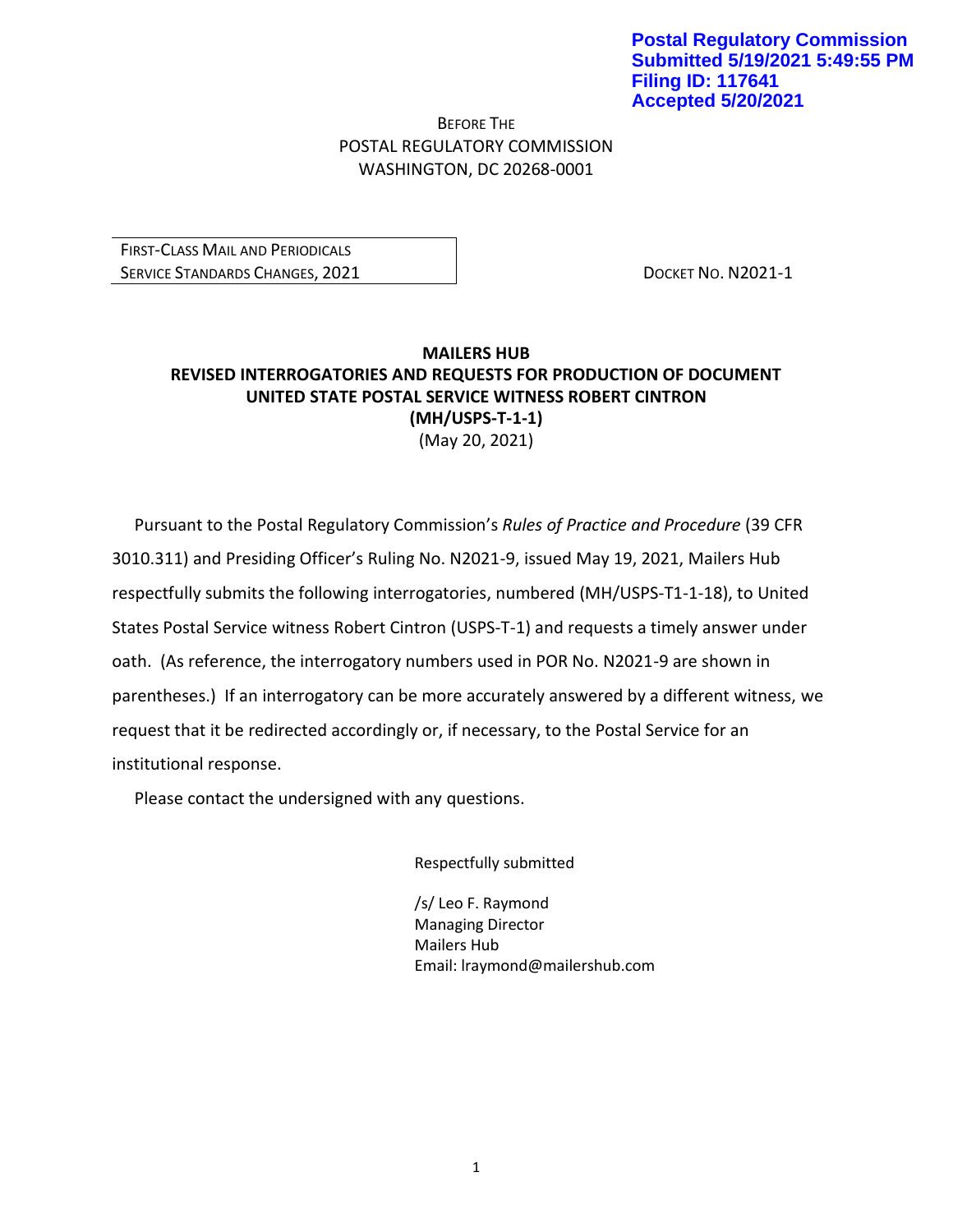**Postal Regulatory Commission**
**Submitted 5/19/2021 5:49:55 PM**
**Filing ID: 117641**
**Accepted 5/20/2021**

BEFORE THE
POSTAL REGULATORY COMMISSION
WASHINGTON, DC 20268-0001

| FIRST-CLASS MAIL AND PERIODICALS SERVICE STANDARDS CHANGES, 2021 | DOCKET NO. N2021-1 |
|---|---|

**MAILERS HUB**
**REVISED INTERROGATORIES AND REQUESTS FOR PRODUCTION OF DOCUMENT**
**UNITED STATE POSTAL SERVICE WITNESS ROBERT CINTRON**
**(MH/USPS-T-1-1)**
(May 20, 2021)

Pursuant to the Postal Regulatory Commission's *Rules of Practice and Procedure* (39 CFR 3010.311) and Presiding Officer's Ruling No. N2021-9, issued May 19, 2021, Mailers Hub respectfully submits the following interrogatories, numbered (MH/USPS-T1-1-18), to United States Postal Service witness Robert Cintron (USPS-T-1) and requests a timely answer under oath. (As reference, the interrogatory numbers used in POR No. N2021-9 are shown in parentheses.) If an interrogatory can be more accurately answered by a different witness, we request that it be redirected accordingly or, if necessary, to the Postal Service for an institutional response.

Please contact the undersigned with any questions.

Respectfully submitted

/s/ Leo F. Raymond
Managing Director
Mailers Hub
Email: lraymond@mailershub.com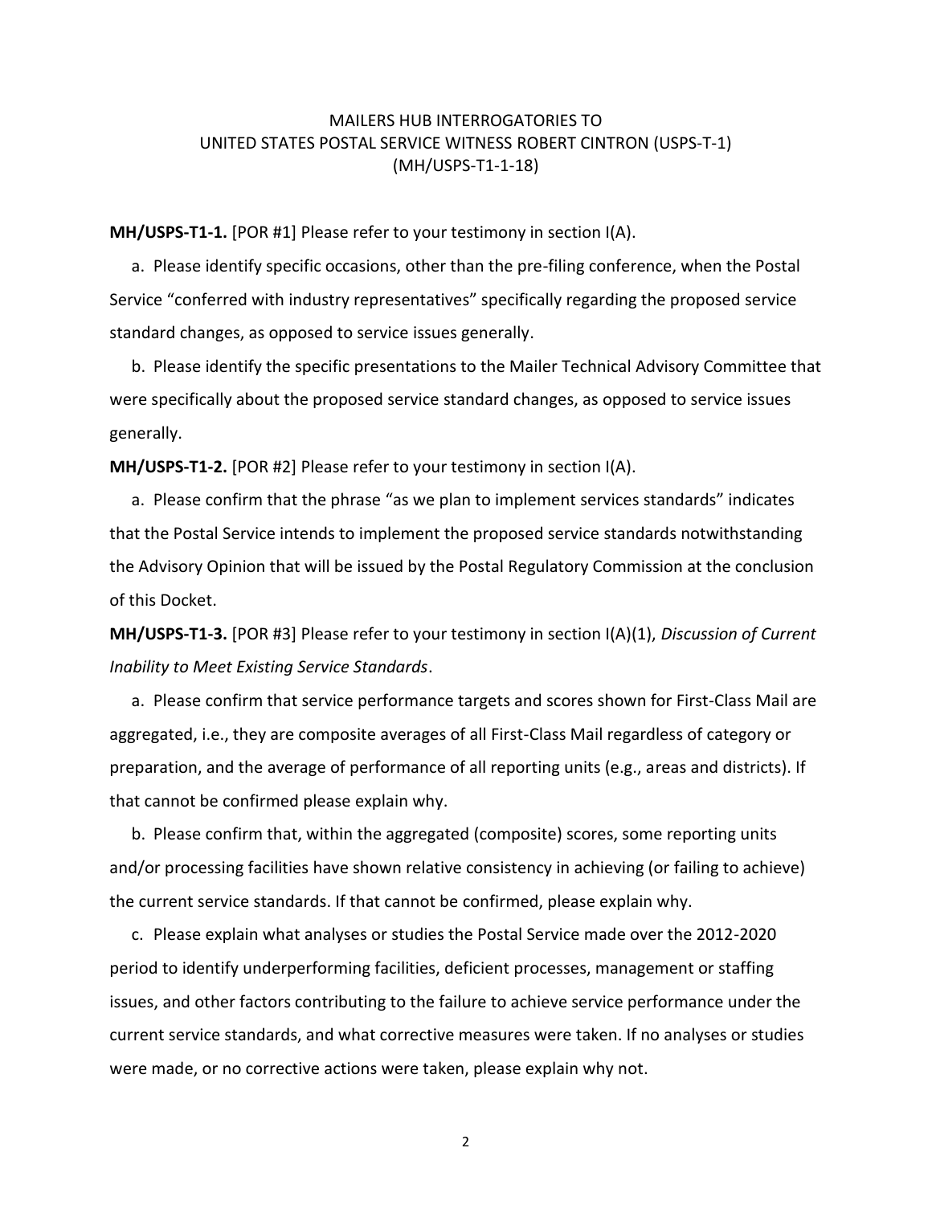MAILERS HUB INTERROGATORIES TO
UNITED STATES POSTAL SERVICE WITNESS ROBERT CINTRON (USPS-T-1)
(MH/USPS-T1-1-18)

**MH/USPS-T1-1.** [POR #1] Please refer to your testimony in section I(A).

a. Please identify specific occasions, other than the pre-filing conference, when the Postal Service "conferred with industry representatives" specifically regarding the proposed service standard changes, as opposed to service issues generally.

b. Please identify the specific presentations to the Mailer Technical Advisory Committee that were specifically about the proposed service standard changes, as opposed to service issues generally.

**MH/USPS-T1-2.** [POR #2] Please refer to your testimony in section I(A).

a. Please confirm that the phrase "as we plan to implement services standards" indicates that the Postal Service intends to implement the proposed service standards notwithstanding the Advisory Opinion that will be issued by the Postal Regulatory Commission at the conclusion of this Docket.

**MH/USPS-T1-3.** [POR #3] Please refer to your testimony in section I(A)(1), *Discussion of Current Inability to Meet Existing Service Standards*.

a. Please confirm that service performance targets and scores shown for First-Class Mail are aggregated, i.e., they are composite averages of all First-Class Mail regardless of category or preparation, and the average of performance of all reporting units (e.g., areas and districts). If that cannot be confirmed please explain why.

b. Please confirm that, within the aggregated (composite) scores, some reporting units and/or processing facilities have shown relative consistency in achieving (or failing to achieve) the current service standards. If that cannot be confirmed, please explain why.

c. Please explain what analyses or studies the Postal Service made over the 2012-2020 period to identify underperforming facilities, deficient processes, management or staffing issues, and other factors contributing to the failure to achieve service performance under the current service standards, and what corrective measures were taken. If no analyses or studies were made, or no corrective actions were taken, please explain why not.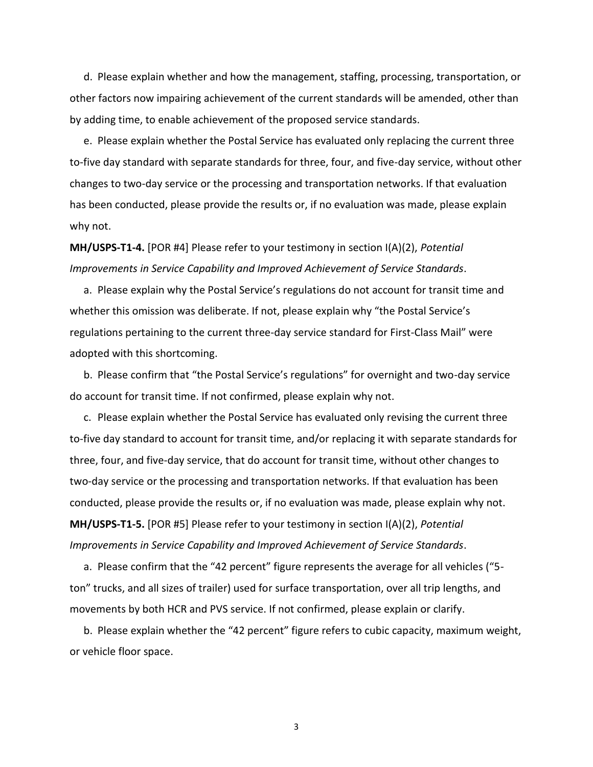d. Please explain whether and how the management, staffing, processing, transportation, or other factors now impairing achievement of the current standards will be amended, other than by adding time, to enable achievement of the proposed service standards.

e. Please explain whether the Postal Service has evaluated only replacing the current three to-five day standard with separate standards for three, four, and five-day service, without other changes to two-day service or the processing and transportation networks. If that evaluation has been conducted, please provide the results or, if no evaluation was made, please explain why not.

**MH/USPS-T1-4.** [POR #4] Please refer to your testimony in section I(A)(2), *Potential Improvements in Service Capability and Improved Achievement of Service Standards*.

a. Please explain why the Postal Service's regulations do not account for transit time and whether this omission was deliberate. If not, please explain why "the Postal Service's regulations pertaining to the current three-day service standard for First-Class Mail" were adopted with this shortcoming.

b. Please confirm that "the Postal Service's regulations" for overnight and two-day service do account for transit time. If not confirmed, please explain why not.

c. Please explain whether the Postal Service has evaluated only revising the current three to-five day standard to account for transit time, and/or replacing it with separate standards for three, four, and five-day service, that do account for transit time, without other changes to two-day service or the processing and transportation networks. If that evaluation has been conducted, please provide the results or, if no evaluation was made, please explain why not.

**MH/USPS-T1-5.** [POR #5] Please refer to your testimony in section I(A)(2), *Potential Improvements in Service Capability and Improved Achievement of Service Standards*.

a. Please confirm that the "42 percent" figure represents the average for all vehicles ("5-ton" trucks, and all sizes of trailer) used for surface transportation, over all trip lengths, and movements by both HCR and PVS service. If not confirmed, please explain or clarify.

b. Please explain whether the "42 percent" figure refers to cubic capacity, maximum weight, or vehicle floor space.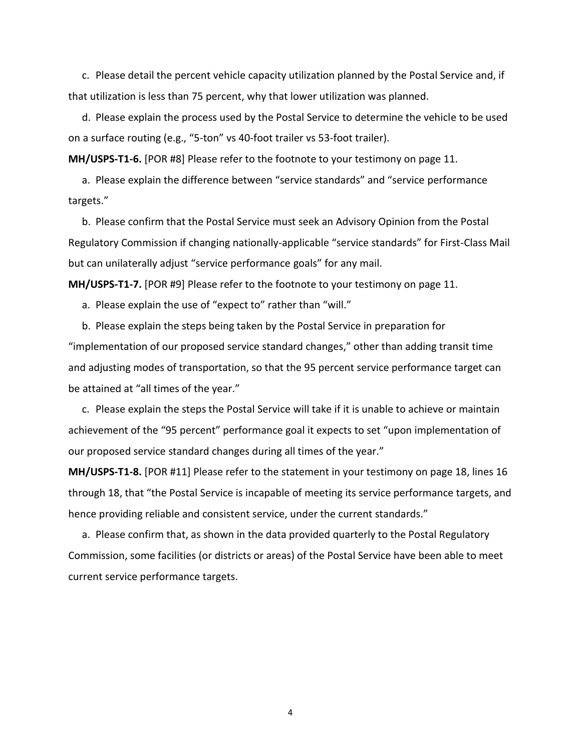c. Please detail the percent vehicle capacity utilization planned by the Postal Service and, if that utilization is less than 75 percent, why that lower utilization was planned.

d. Please explain the process used by the Postal Service to determine the vehicle to be used on a surface routing (e.g., "5-ton" vs 40-foot trailer vs 53-foot trailer).

**MH/USPS-T1-6.** [POR #8] Please refer to the footnote to your testimony on page 11.

a. Please explain the difference between "service standards" and "service performance targets."

b. Please confirm that the Postal Service must seek an Advisory Opinion from the Postal Regulatory Commission if changing nationally-applicable "service standards" for First-Class Mail but can unilaterally adjust "service performance goals" for any mail.

**MH/USPS-T1-7.** [POR #9] Please refer to the footnote to your testimony on page 11.

a. Please explain the use of "expect to" rather than "will."

b. Please explain the steps being taken by the Postal Service in preparation for "implementation of our proposed service standard changes," other than adding transit time and adjusting modes of transportation, so that the 95 percent service performance target can be attained at "all times of the year."

c. Please explain the steps the Postal Service will take if it is unable to achieve or maintain achievement of the "95 percent" performance goal it expects to set "upon implementation of our proposed service standard changes during all times of the year."

**MH/USPS-T1-8.** [POR #11] Please refer to the statement in your testimony on page 18, lines 16 through 18, that "the Postal Service is incapable of meeting its service performance targets, and hence providing reliable and consistent service, under the current standards."

a. Please confirm that, as shown in the data provided quarterly to the Postal Regulatory Commission, some facilities (or districts or areas) of the Postal Service have been able to meet current service performance targets.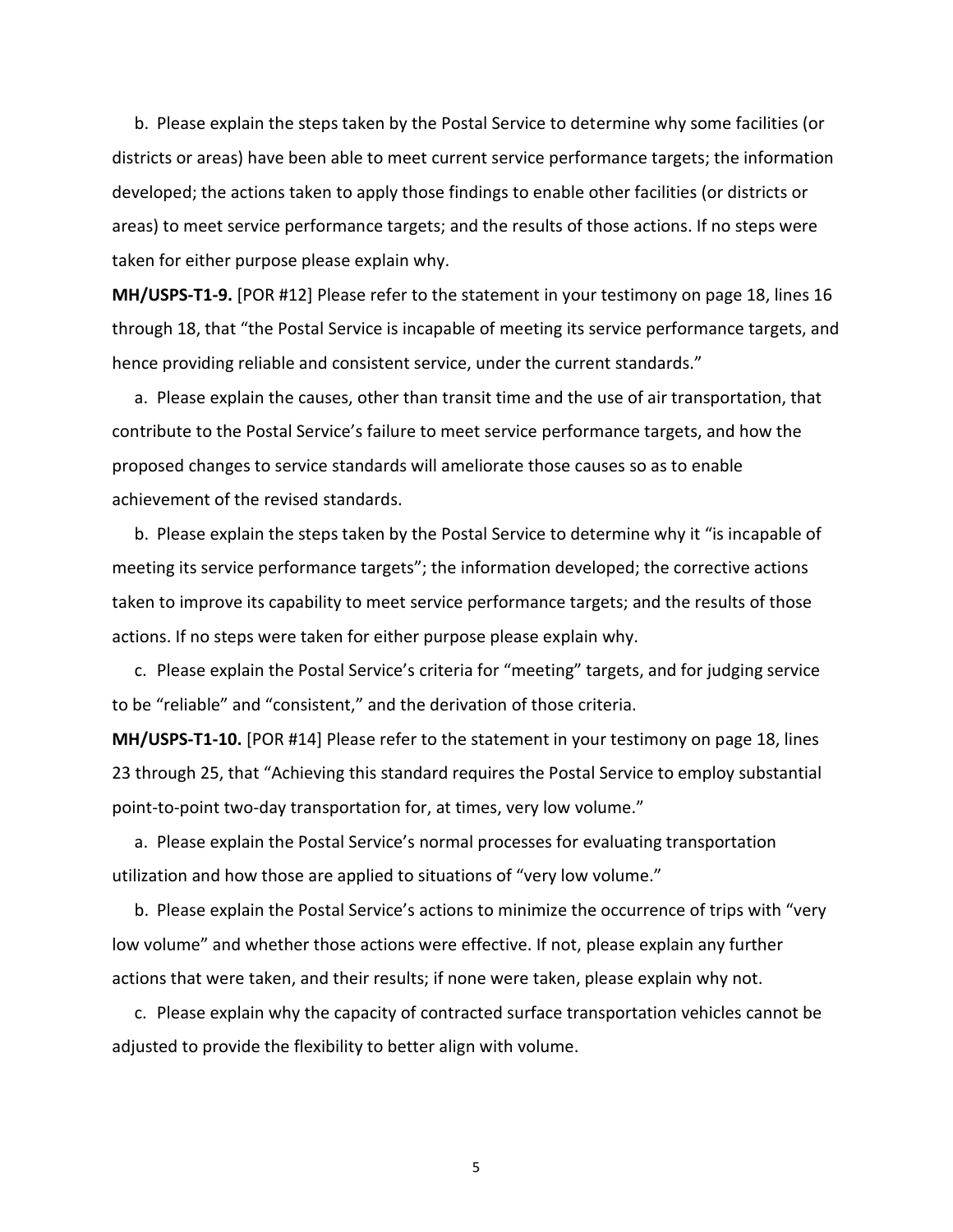b. Please explain the steps taken by the Postal Service to determine why some facilities (or districts or areas) have been able to meet current service performance targets; the information developed; the actions taken to apply those findings to enable other facilities (or districts or areas) to meet service performance targets; and the results of those actions. If no steps were taken for either purpose please explain why.

**MH/USPS-T1-9.** [POR #12] Please refer to the statement in your testimony on page 18, lines 16 through 18, that "the Postal Service is incapable of meeting its service performance targets, and hence providing reliable and consistent service, under the current standards."

a. Please explain the causes, other than transit time and the use of air transportation, that contribute to the Postal Service's failure to meet service performance targets, and how the proposed changes to service standards will ameliorate those causes so as to enable achievement of the revised standards.

b. Please explain the steps taken by the Postal Service to determine why it "is incapable of meeting its service performance targets"; the information developed; the corrective actions taken to improve its capability to meet service performance targets; and the results of those actions. If no steps were taken for either purpose please explain why.

c. Please explain the Postal Service's criteria for "meeting" targets, and for judging service to be "reliable" and "consistent," and the derivation of those criteria.

**MH/USPS-T1-10.** [POR #14] Please refer to the statement in your testimony on page 18, lines 23 through 25, that "Achieving this standard requires the Postal Service to employ substantial point-to-point two-day transportation for, at times, very low volume."

a. Please explain the Postal Service's normal processes for evaluating transportation utilization and how those are applied to situations of "very low volume."

b. Please explain the Postal Service's actions to minimize the occurrence of trips with "very low volume" and whether those actions were effective. If not, please explain any further actions that were taken, and their results; if none were taken, please explain why not.

c. Please explain why the capacity of contracted surface transportation vehicles cannot be adjusted to provide the flexibility to better align with volume.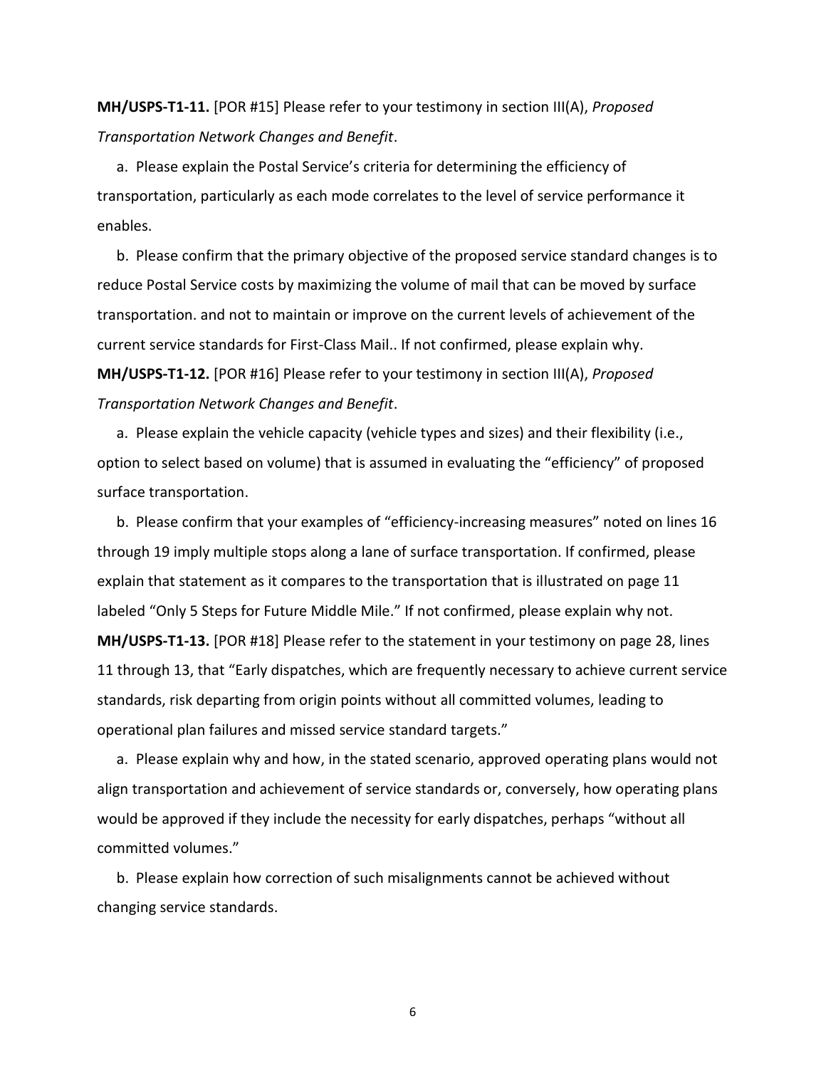**MH/USPS-T1-11.** [POR #15] Please refer to your testimony in section III(A), *Proposed Transportation Network Changes and Benefit*.

a. Please explain the Postal Service's criteria for determining the efficiency of transportation, particularly as each mode correlates to the level of service performance it enables.

b. Please confirm that the primary objective of the proposed service standard changes is to reduce Postal Service costs by maximizing the volume of mail that can be moved by surface transportation. and not to maintain or improve on the current levels of achievement of the current service standards for First-Class Mail.. If not confirmed, please explain why.

**MH/USPS-T1-12.** [POR #16] Please refer to your testimony in section III(A), *Proposed Transportation Network Changes and Benefit*.

a. Please explain the vehicle capacity (vehicle types and sizes) and their flexibility (i.e., option to select based on volume) that is assumed in evaluating the "efficiency" of proposed surface transportation.

b. Please confirm that your examples of "efficiency-increasing measures" noted on lines 16 through 19 imply multiple stops along a lane of surface transportation. If confirmed, please explain that statement as it compares to the transportation that is illustrated on page 11 labeled "Only 5 Steps for Future Middle Mile." If not confirmed, please explain why not.

**MH/USPS-T1-13.** [POR #18] Please refer to the statement in your testimony on page 28, lines 11 through 13, that "Early dispatches, which are frequently necessary to achieve current service standards, risk departing from origin points without all committed volumes, leading to operational plan failures and missed service standard targets."

a. Please explain why and how, in the stated scenario, approved operating plans would not align transportation and achievement of service standards or, conversely, how operating plans would be approved if they include the necessity for early dispatches, perhaps "without all committed volumes."

b. Please explain how correction of such misalignments cannot be achieved without changing service standards.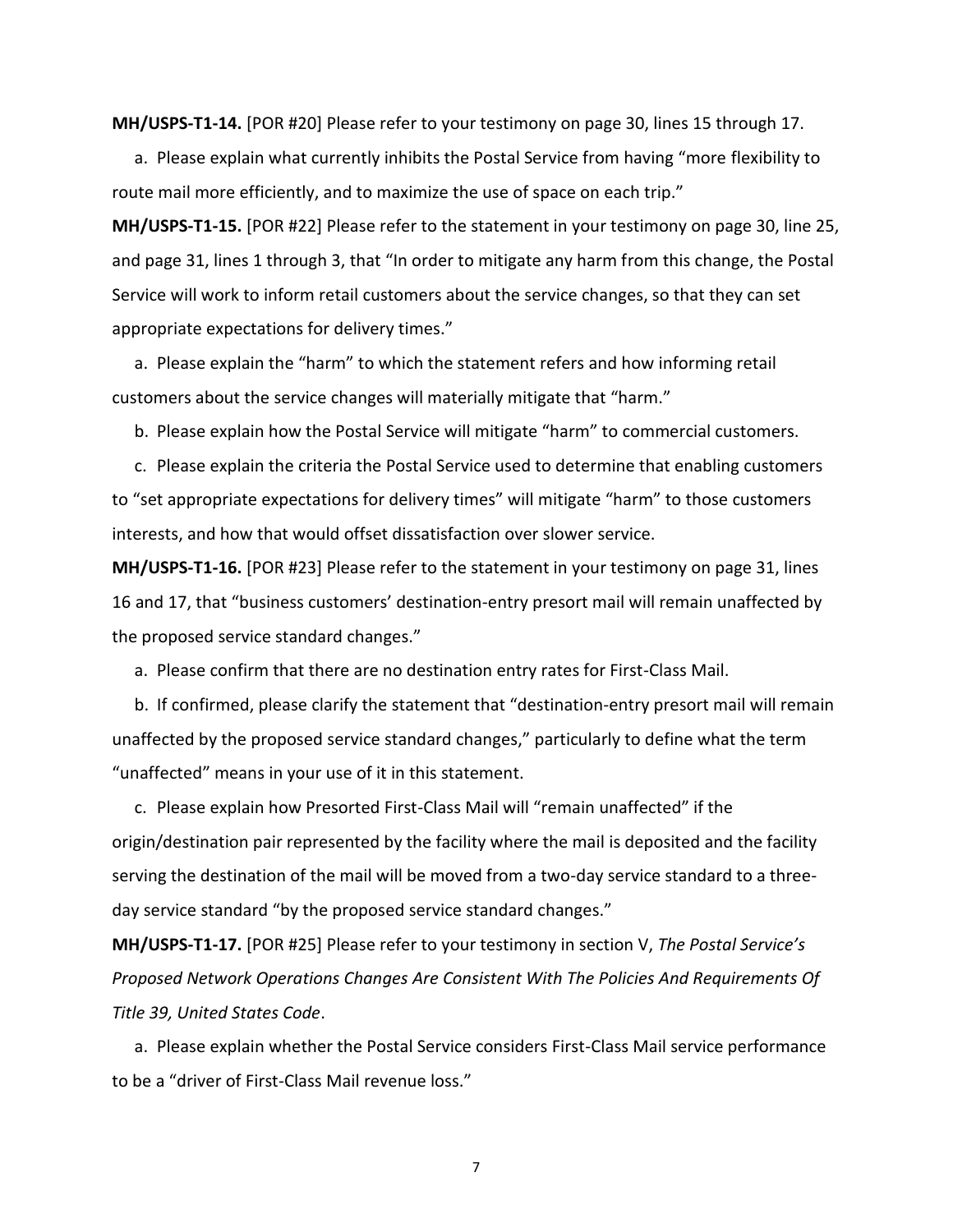**MH/USPS-T1-14.** [POR #20] Please refer to your testimony on page 30, lines 15 through 17.

a. Please explain what currently inhibits the Postal Service from having "more flexibility to route mail more efficiently, and to maximize the use of space on each trip."

**MH/USPS-T1-15.** [POR #22] Please refer to the statement in your testimony on page 30, line 25, and page 31, lines 1 through 3, that "In order to mitigate any harm from this change, the Postal Service will work to inform retail customers about the service changes, so that they can set appropriate expectations for delivery times."

a. Please explain the "harm" to which the statement refers and how informing retail customers about the service changes will materially mitigate that "harm."

b. Please explain how the Postal Service will mitigate "harm" to commercial customers.

c. Please explain the criteria the Postal Service used to determine that enabling customers to "set appropriate expectations for delivery times" will mitigate "harm" to those customers interests, and how that would offset dissatisfaction over slower service.

**MH/USPS-T1-16.** [POR #23] Please refer to the statement in your testimony on page 31, lines 16 and 17, that "business customers' destination-entry presort mail will remain unaffected by the proposed service standard changes."

a. Please confirm that there are no destination entry rates for First-Class Mail.

b. If confirmed, please clarify the statement that "destination-entry presort mail will remain unaffected by the proposed service standard changes," particularly to define what the term "unaffected" means in your use of it in this statement.

c. Please explain how Presorted First-Class Mail will "remain unaffected" if the origin/destination pair represented by the facility where the mail is deposited and the facility serving the destination of the mail will be moved from a two-day service standard to a three-day service standard "by the proposed service standard changes."

**MH/USPS-T1-17.** [POR #25] Please refer to your testimony in section V, *The Postal Service's Proposed Network Operations Changes Are Consistent With The Policies And Requirements Of Title 39, United States Code*.

a. Please explain whether the Postal Service considers First-Class Mail service performance to be a "driver of First-Class Mail revenue loss."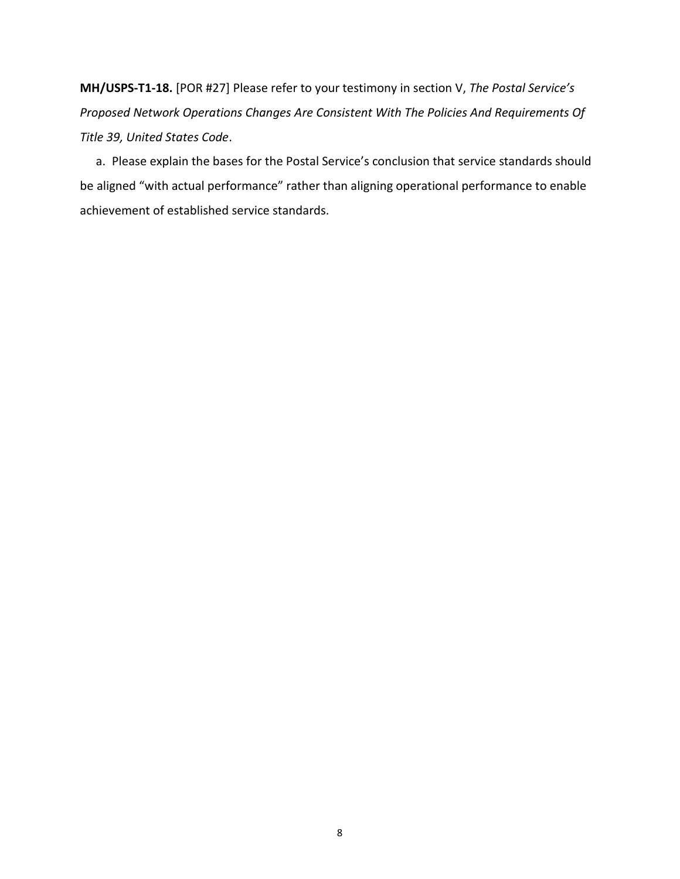**MH/USPS-T1-18.** [POR #27] Please refer to your testimony in section V, *The Postal Service's Proposed Network Operations Changes Are Consistent With The Policies And Requirements Of Title 39, United States Code*.

a. Please explain the bases for the Postal Service's conclusion that service standards should be aligned "with actual performance" rather than aligning operational performance to enable achievement of established service standards.